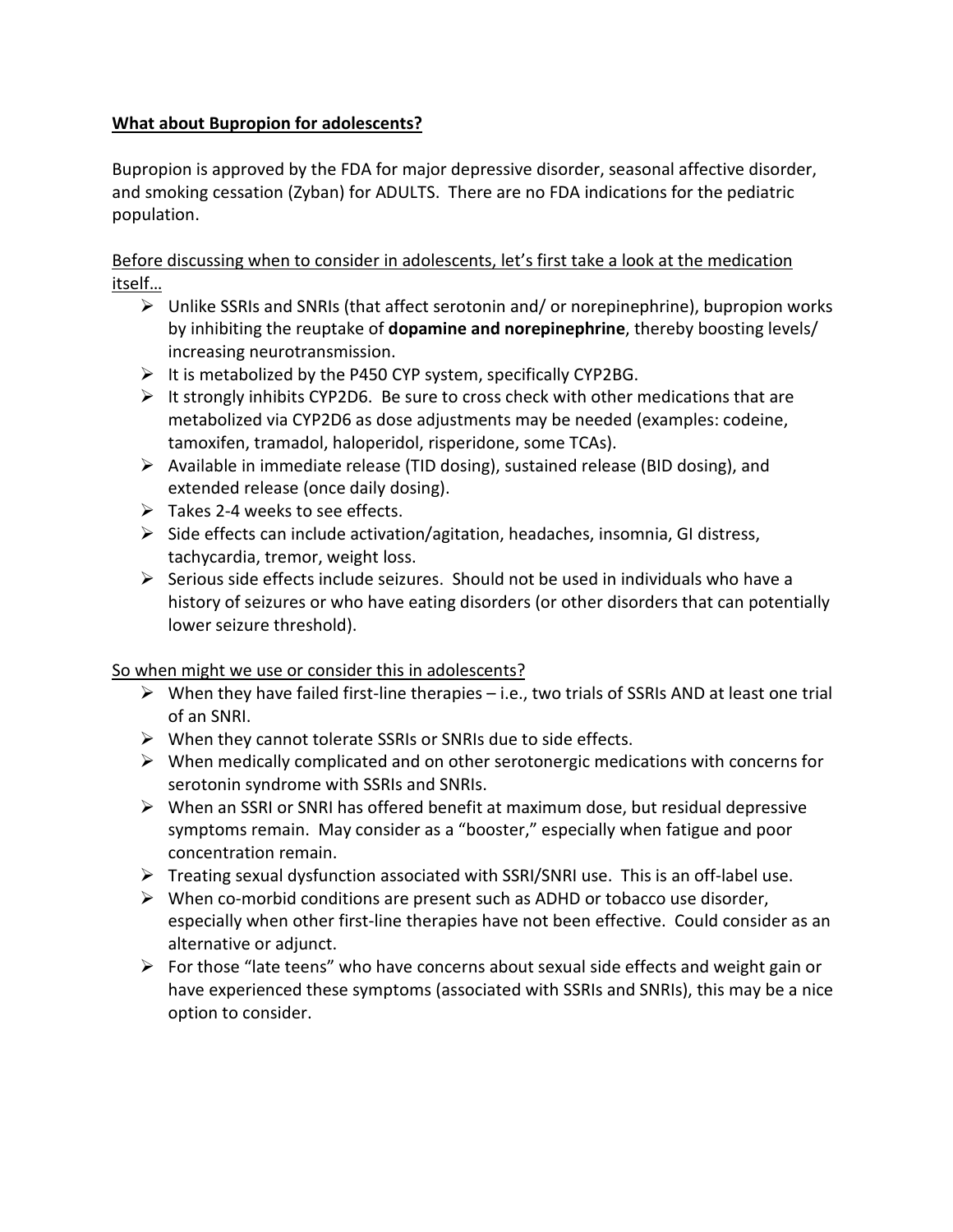**What about Bupropion for adolescents?**

Bupropion is approved by the FDA for major depressive disorder, seasonal affective disorder, and smoking cessation (Zyban) for ADULTS. There are no FDA indications for the pediatric population.

Before discussing when to consider in adolescents, let's first take a look at the medication itself…

- Unlike SSRIs and SNRIs (that affect serotonin and/ or norepinephrine), bupropion works by inhibiting the reuptake of **dopamine and norepinephrine**, thereby boosting levels/ increasing neurotransmission.
- It is metabolized by the P450 CYP system, specifically CYP2BG.
- It strongly inhibits CYP2D6. Be sure to cross check with other medications that are metabolized via CYP2D6 as dose adjustments may be needed (examples: codeine, tamoxifen, tramadol, haloperidol, risperidone, some TCAs).
- Available in immediate release (TID dosing), sustained release (BID dosing), and extended release (once daily dosing).
- Takes 2-4 weeks to see effects.
- Side effects can include activation/agitation, headaches, insomnia, GI distress, tachycardia, tremor, weight loss.
- Serious side effects include seizures. Should not be used in individuals who have a history of seizures or who have eating disorders (or other disorders that can potentially lower seizure threshold).

So when might we use or consider this in adolescents?

- When they have failed first-line therapies – i.e., two trials of SSRIs AND at least one trial of an SNRI.
- When they cannot tolerate SSRIs or SNRIs due to side effects.
- When medically complicated and on other serotonergic medications with concerns for serotonin syndrome with SSRIs and SNRIs.
- When an SSRI or SNRI has offered benefit at maximum dose, but residual depressive symptoms remain. May consider as a "booster," especially when fatigue and poor concentration remain.
- Treating sexual dysfunction associated with SSRI/SNRI use. This is an off-label use.
- When co-morbid conditions are present such as ADHD or tobacco use disorder, especially when other first-line therapies have not been effective. Could consider as an alternative or adjunct.
- For those "late teens" who have concerns about sexual side effects and weight gain or have experienced these symptoms (associated with SSRIs and SNRIs), this may be a nice option to consider.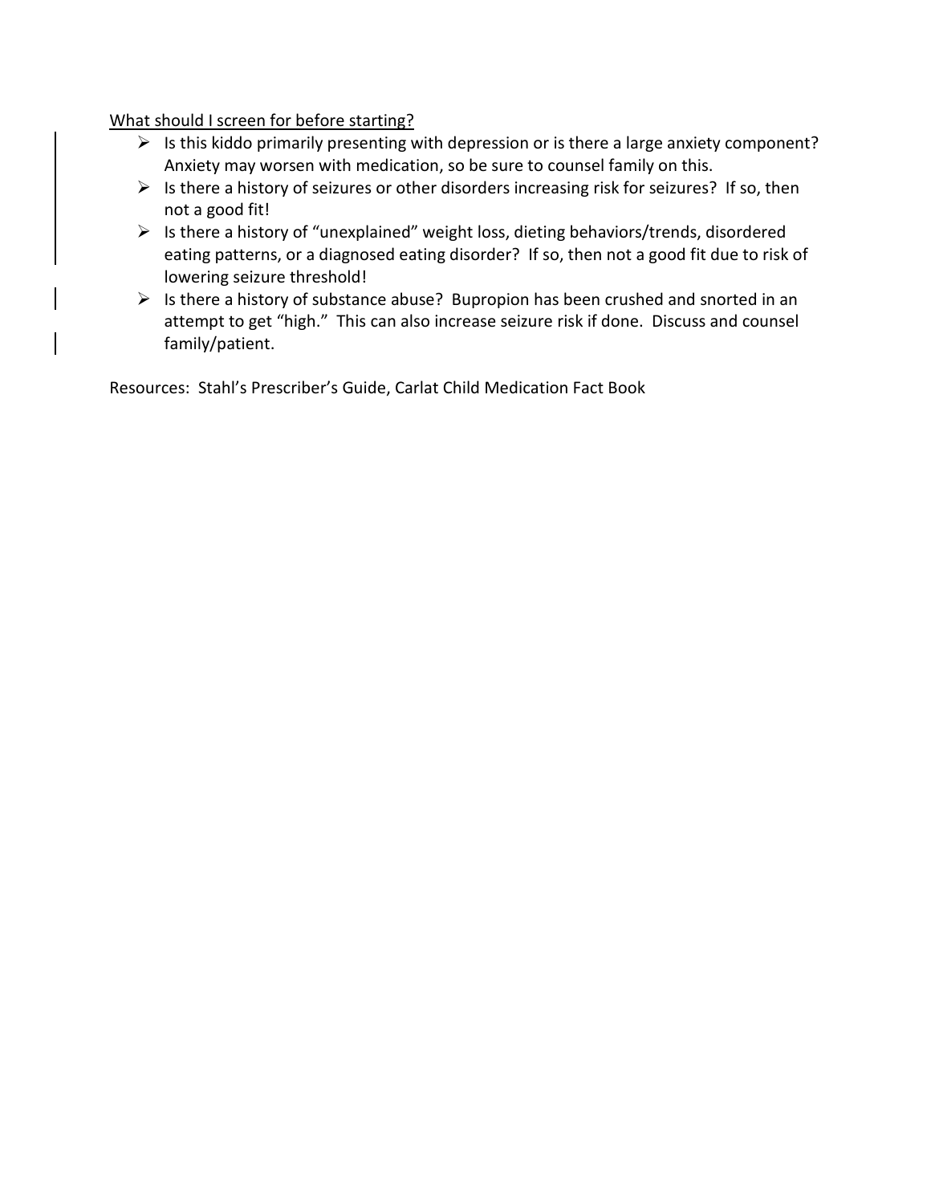<u>What should I screen for before starting?</u>

- Is this kiddo primarily presenting with depression or is there a large anxiety component? Anxiety may worsen with medication, so be sure to counsel family on this.
- Is there a history of seizures or other disorders increasing risk for seizures? If so, then not a good fit!
- Is there a history of "unexplained" weight loss, dieting behaviors/trends, disordered eating patterns, or a diagnosed eating disorder? If so, then not a good fit due to risk of lowering seizure threshold!
- Is there a history of substance abuse? Bupropion has been crushed and snorted in an attempt to get "high." This can also increase seizure risk if done. Discuss and counsel family/patient.

Resources: Stahl's Prescriber's Guide, Carlat Child Medication Fact Book